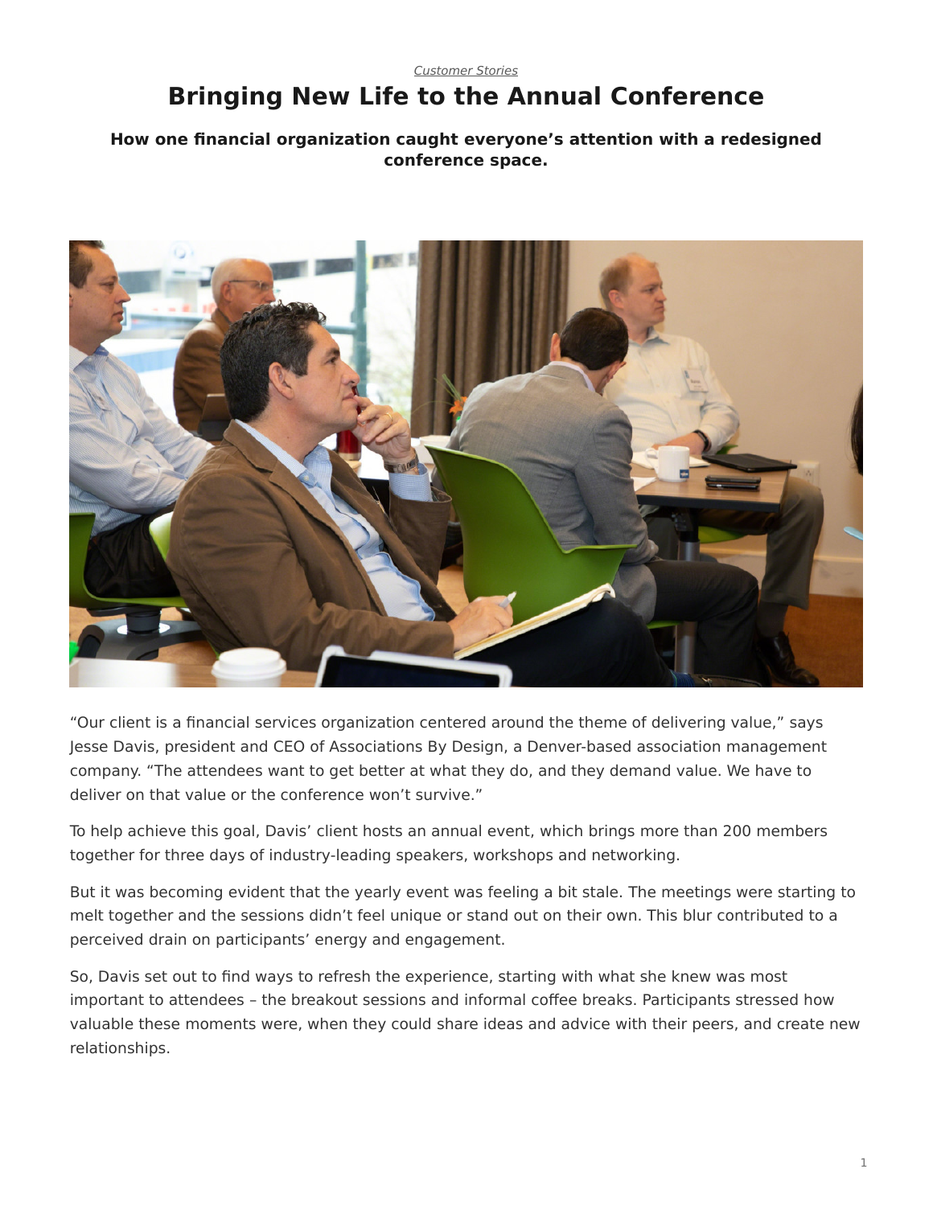*Customer Stories*

# Bringing New Life to the Annual Conference

**How one financial organization caught everyone's attention with a redesigned conference space.**

"Our client is a financial services organization centered around the theme of delivering value," says Jesse Davis, president and CEO of Associations By Design, a Denver-based association management company. "The attendees want to get better at what they do, and they demand value. We have to deliver on that value or the conference won't survive."

To help achieve this goal, Davis' client hosts an annual event, which brings more than 200 members together for three days of industry-leading speakers, workshops and networking.

But it was becoming evident that the yearly event was feeling a bit stale. The meetings were starting to melt together and the sessions didn't feel unique or stand out on their own. This blur contributed to a perceived drain on participants' energy and engagement.

So, Davis set out to find ways to refresh the experience, starting with what she knew was most important to attendees – the breakout sessions and informal coffee breaks. Participants stressed how valuable these moments were, when they could share ideas and advice with their peers, and create new relationships.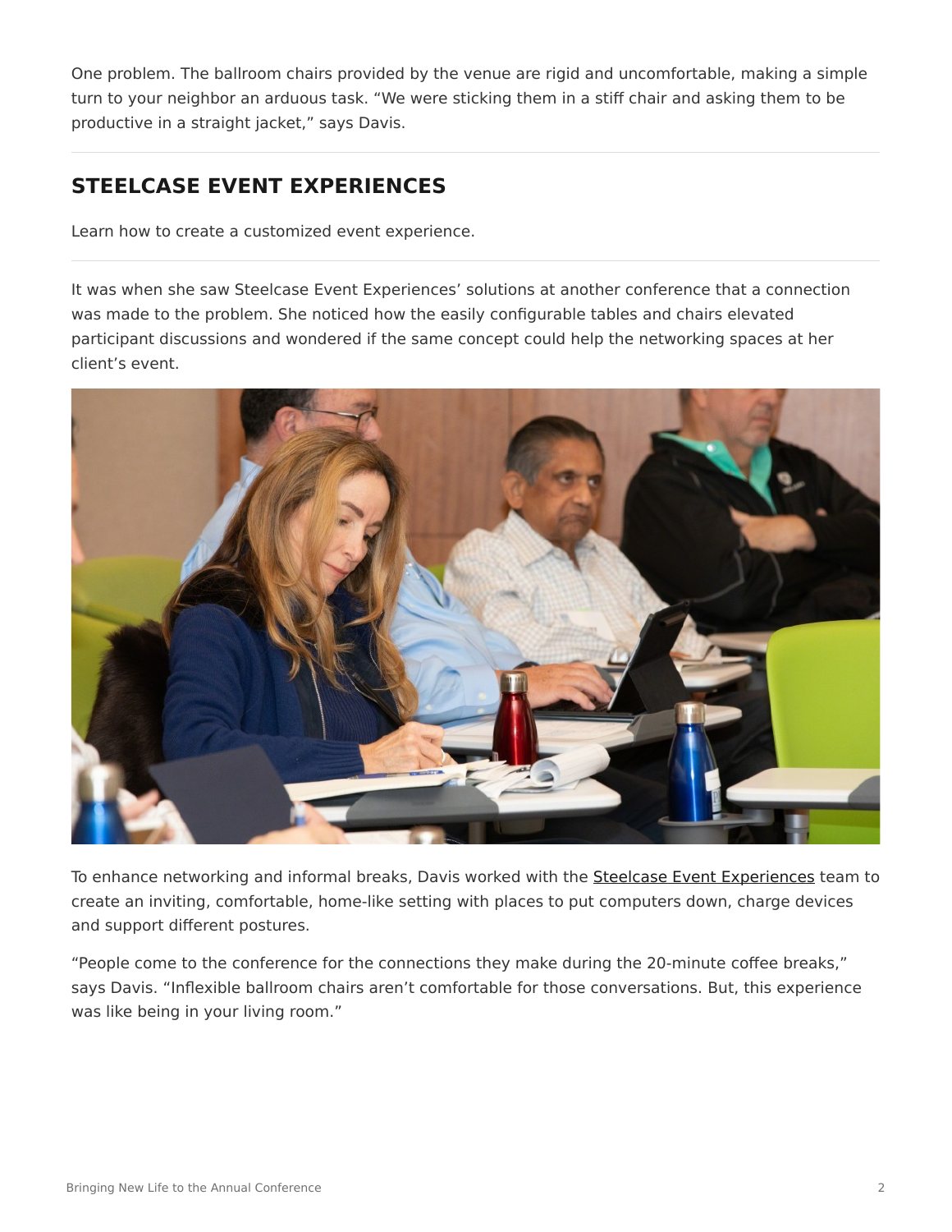One problem. The ballroom chairs provided by the venue are rigid and uncomfortable, making a simple turn to your neighbor an arduous task. “We were sticking them in a stiff chair and asking them to be productive in a straight jacket,” says Davis.

---

## STEELCASE EVENT EXPERIENCES

Learn how to create a customized event experience.

---

It was when she saw Steelcase Event Experiences’ solutions at another conference that a connection was made to the problem. She noticed how the easily configurable tables and chairs elevated participant discussions and wondered if the same concept could help the networking spaces at her client’s event.

To enhance networking and informal breaks, Davis worked with the Steelcase Event Experiences team to create an inviting, comfortable, home-like setting with places to put computers down, charge devices and support different postures.

“People come to the conference for the connections they make during the 20-minute coffee breaks,” says Davis. “Inflexible ballroom chairs aren’t comfortable for those conversations. But, this experience was like being in your living room.”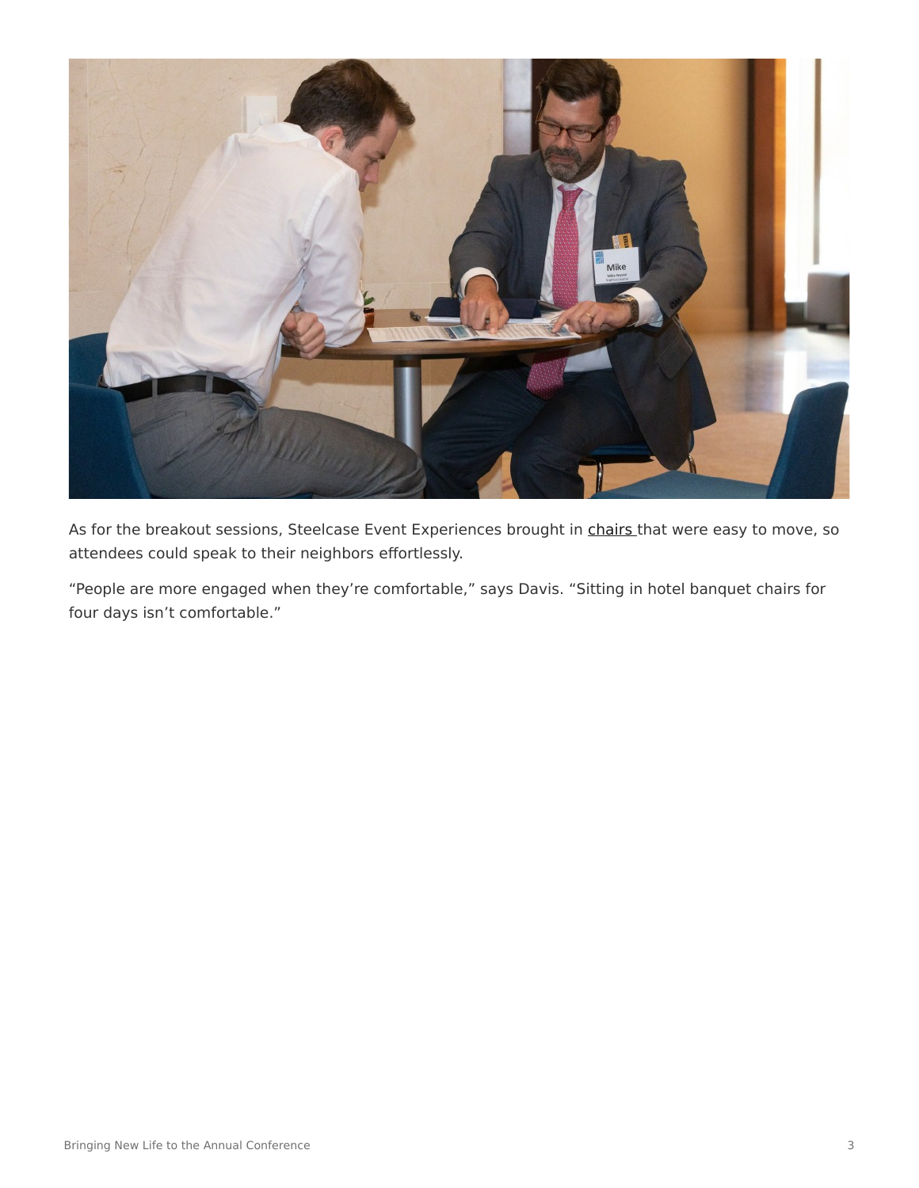As for the breakout sessions, Steelcase Event Experiences brought in chairs that were easy to move, so attendees could speak to their neighbors effortlessly.

“People are more engaged when they’re comfortable,” says Davis. “Sitting in hotel banquet chairs for four days isn’t comfortable.”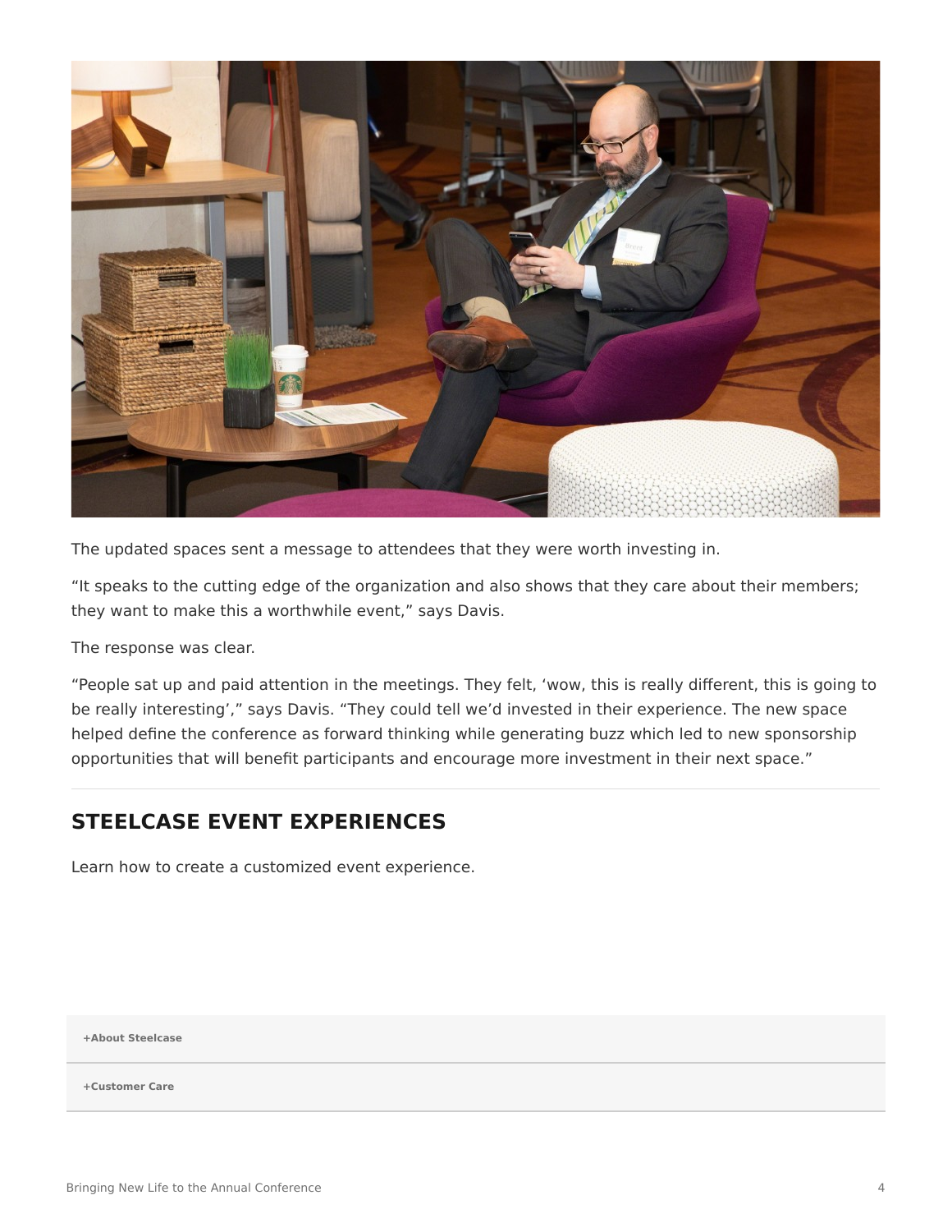The updated spaces sent a message to attendees that they were worth investing in.

“It speaks to the cutting edge of the organization and also shows that they care about their members; they want to make this a worthwhile event,” says Davis.

The response was clear.

“People sat up and paid attention in the meetings. They felt, ‘wow, this is really different, this is going to be really interesting’,” says Davis. “They could tell we’d invested in their experience. The new space helped define the conference as forward thinking while generating buzz which led to new sponsorship opportunities that will benefit participants and encourage more investment in their next space.”

---

## STEELCASE EVENT EXPERIENCES

Learn how to create a customized event experience.

**+About Steelcase**

**+Customer Care**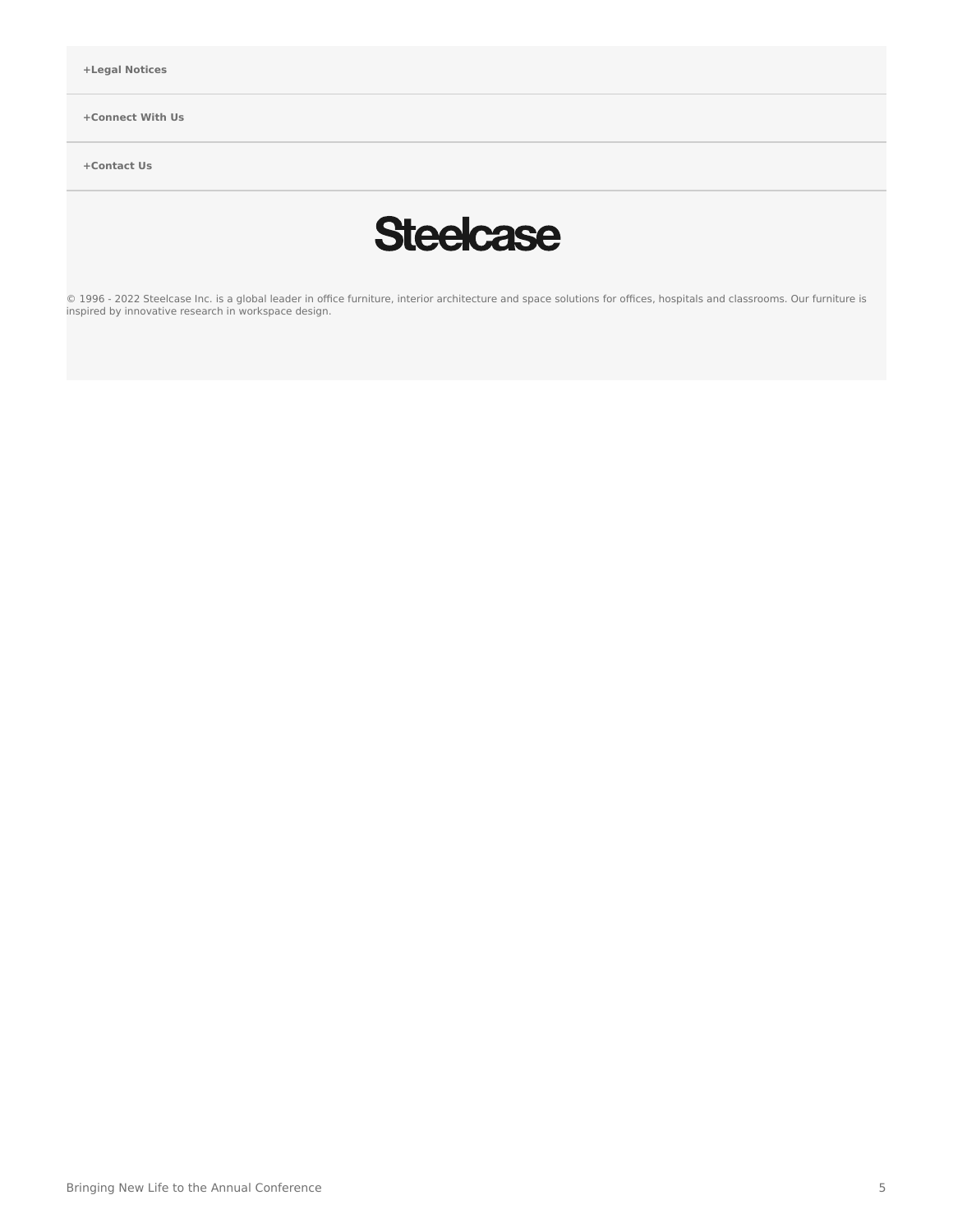**+Legal Notices**

**+Connect With Us**

**+Contact Us**

Steelcase

© 1996 - 2022 Steelcase Inc. is a global leader in office furniture, interior architecture and space solutions for offices, hospitals and classrooms. Our furniture is inspired by innovative research in workspace design.